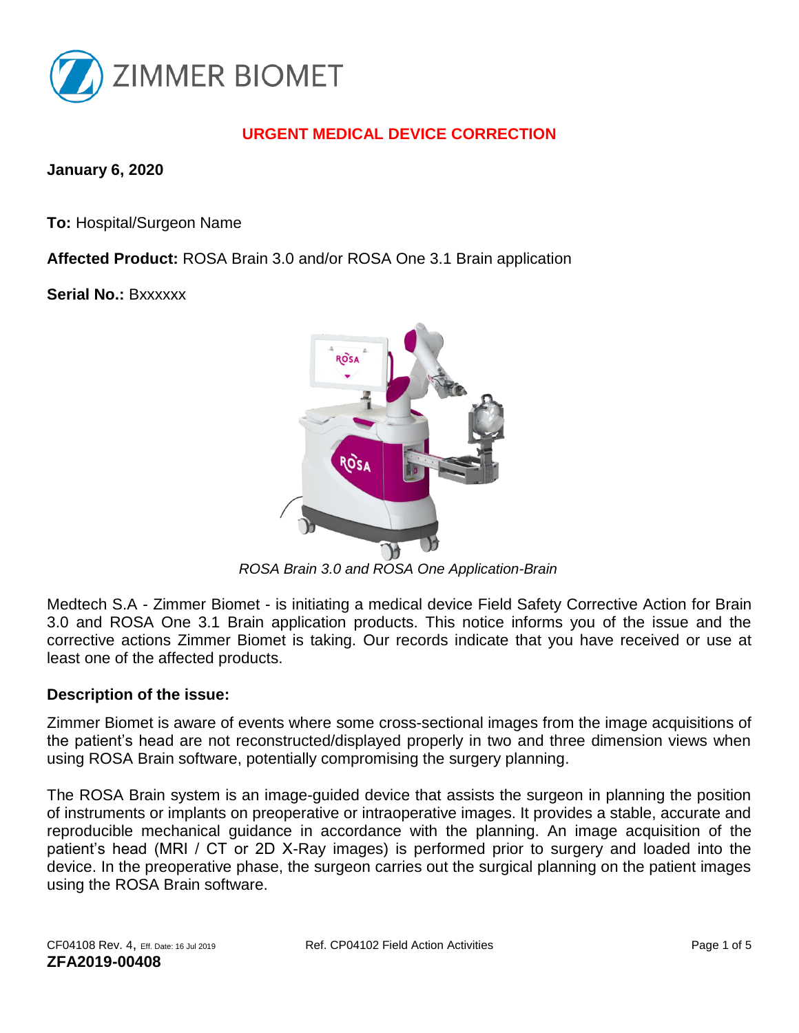# URGENT MEDICAL DEVICE CORRECTION

**January 6, 2020**

**To:** Hospital/Surgeon Name

**Affected Product:** ROSA Brain 3.0 and/or ROSA One 3.1 Brain application

**Serial No.:** Bxxxxxx

*ROSA Brain 3.0 and ROSA One Application-Brain*

Medtech S.A - Zimmer Biomet - is initiating a medical device Field Safety Corrective Action for Brain 3.0 and ROSA One 3.1 Brain application products. This notice informs you of the issue and the corrective actions Zimmer Biomet is taking. Our records indicate that you have received or use at least one of the affected products.

**Description of the issue:**

Zimmer Biomet is aware of events where some cross-sectional images from the image acquisitions of the patient's head are not reconstructed/displayed properly in two and three dimension views when using ROSA Brain software, potentially compromising the surgery planning.

The ROSA Brain system is an image-guided device that assists the surgeon in planning the position of instruments or implants on preoperative or intraoperative images. It provides a stable, accurate and reproducible mechanical guidance in accordance with the planning. An image acquisition of the patient's head (MRI / CT or 2D X-Ray images) is performed prior to surgery and loaded into the device. In the preoperative phase, the surgeon carries out the surgical planning on the patient images using the ROSA Brain software.

CF04108 Rev. 4, Eff. Date: 16 Jul 2019 Ref. CP04102 Field Action Activities
**ZFA2019-00408**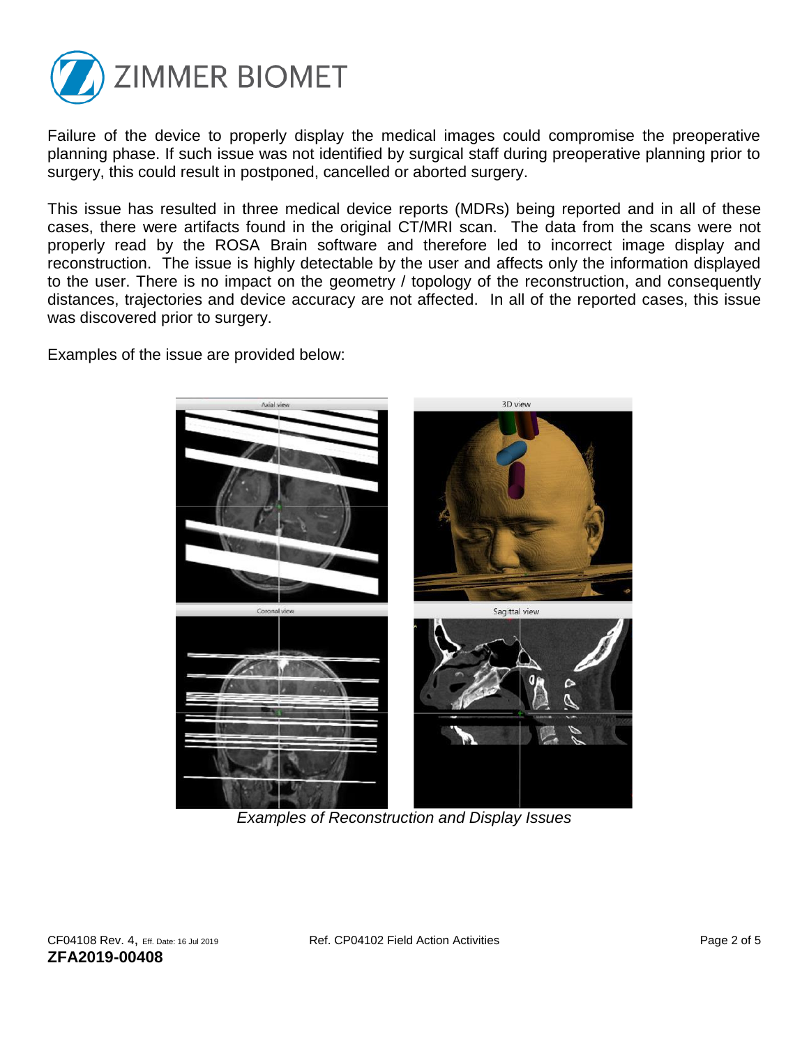Failure of the device to properly display the medical images could compromise the preoperative planning phase. If such issue was not identified by surgical staff during preoperative planning prior to surgery, this could result in postponed, cancelled or aborted surgery.

This issue has resulted in three medical device reports (MDRs) being reported and in all of these cases, there were artifacts found in the original CT/MRI scan. The data from the scans were not properly read by the ROSA Brain software and therefore led to incorrect image display and reconstruction. The issue is highly detectable by the user and affects only the information displayed to the user. There is no impact on the geometry / topology of the reconstruction, and consequently distances, trajectories and device accuracy are not affected. In all of the reported cases, this issue was discovered prior to surgery.

Examples of the issue are provided below:

*Examples of Reconstruction and Display Issues*

CF04108 Rev. 4, Eff. Date: 16 Jul 2019 Ref. CP04102 Field Action Activities

**ZFA2019-00408**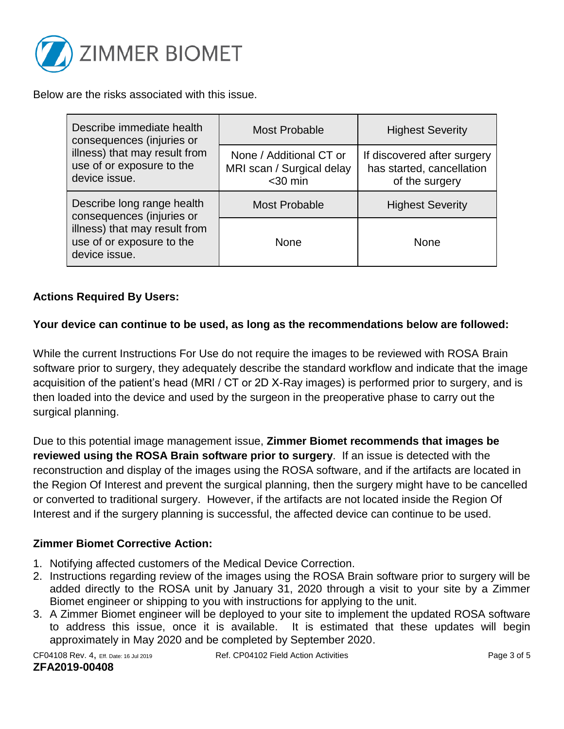Below are the risks associated with this issue.

| | | |
|---|---|---|
| Describe immediate health consequences (injuries or illness) that may result from use of or exposure to the device issue. | Most Probable | Highest Severity |
| | None / Additional CT or MRI scan / Surgical delay <30 min | If discovered after surgery has started, cancellation of the surgery |
| Describe long range health consequences (injuries or illness) that may result from use of or exposure to the device issue. | Most Probable | Highest Severity |
| | None | None |

**Actions Required By Users:**

**Your device can continue to be used, as long as the recommendations below are followed:**

While the current Instructions For Use do not require the images to be reviewed with ROSA Brain software prior to surgery, they adequately describe the standard workflow and indicate that the image acquisition of the patient's head (MRI / CT or 2D X-Ray images) is performed prior to surgery, and is then loaded into the device and used by the surgeon in the preoperative phase to carry out the surgical planning.

Due to this potential image management issue, **Zimmer Biomet recommends that images be reviewed using the ROSA Brain software prior to surgery**. If an issue is detected with the reconstruction and display of the images using the ROSA software, and if the artifacts are located in the Region Of Interest and prevent the surgical planning, then the surgery might have to be cancelled or converted to traditional surgery. However, if the artifacts are not located inside the Region Of Interest and if the surgery planning is successful, the affected device can continue to be used.

**Zimmer Biomet Corrective Action:**

1. Notifying affected customers of the Medical Device Correction.
2. Instructions regarding review of the images using the ROSA Brain software prior to surgery will be added directly to the ROSA unit by January 31, 2020 through a visit to your site by a Zimmer Biomet engineer or shipping to you with instructions for applying to the unit.
3. A Zimmer Biomet engineer will be deployed to your site to implement the updated ROSA software to address this issue, once it is available. It is estimated that these updates will begin approximately in May 2020 and be completed by September 2020.

CF04108 Rev. 4, Eff. Date: 16 Jul 2019 Ref. CP04102 Field Action Activities

**ZFA2019-00408**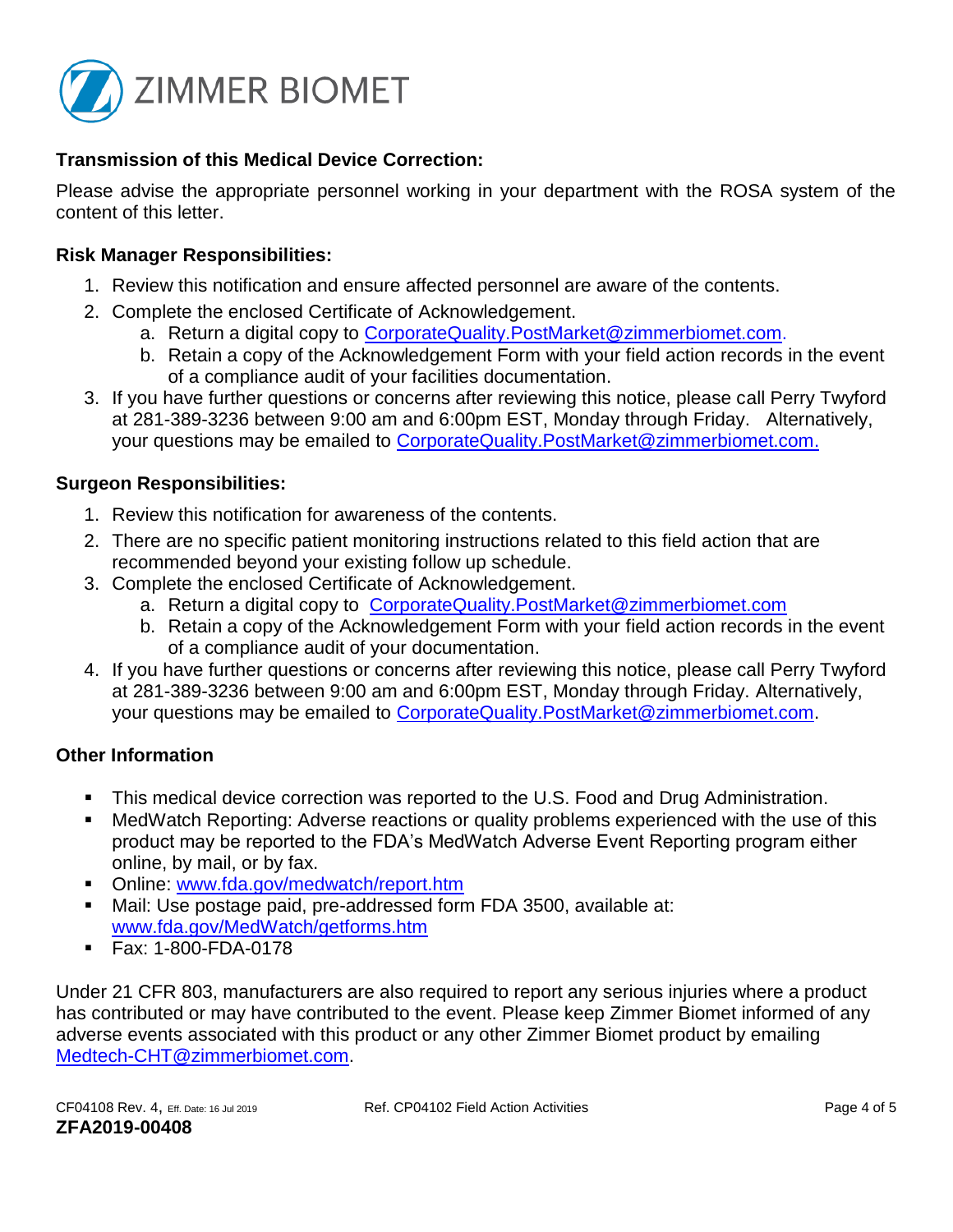ZIMMER BIOMET

**Transmission of this Medical Device Correction:**

Please advise the appropriate personnel working in your department with the ROSA system of the content of this letter.

**Risk Manager Responsibilities:**

1. Review this notification and ensure affected personnel are aware of the contents.
2. Complete the enclosed Certificate of Acknowledgement.
   a. Return a digital copy to CorporateQuality.PostMarket@zimmerbiomet.com.
   b. Retain a copy of the Acknowledgement Form with your field action records in the event of a compliance audit of your facilities documentation.
3. If you have further questions or concerns after reviewing this notice, please call Perry Twyford at 281-389-3236 between 9:00 am and 6:00pm EST, Monday through Friday. Alternatively, your questions may be emailed to CorporateQuality.PostMarket@zimmerbiomet.com.

**Surgeon Responsibilities:**

1. Review this notification for awareness of the contents.
2. There are no specific patient monitoring instructions related to this field action that are recommended beyond your existing follow up schedule.
3. Complete the enclosed Certificate of Acknowledgement.
   a. Return a digital copy to CorporateQuality.PostMarket@zimmerbiomet.com
   b. Retain a copy of the Acknowledgement Form with your field action records in the event of a compliance audit of your documentation.
4. If you have further questions or concerns after reviewing this notice, please call Perry Twyford at 281-389-3236 between 9:00 am and 6:00pm EST, Monday through Friday. Alternatively, your questions may be emailed to CorporateQuality.PostMarket@zimmerbiomet.com.

**Other Information**

- This medical device correction was reported to the U.S. Food and Drug Administration.
- MedWatch Reporting: Adverse reactions or quality problems experienced with the use of this product may be reported to the FDA's MedWatch Adverse Event Reporting program either online, by mail, or by fax.
- Online: www.fda.gov/medwatch/report.htm
- Mail: Use postage paid, pre-addressed form FDA 3500, available at: www.fda.gov/MedWatch/getforms.htm
- Fax: 1-800-FDA-0178

Under 21 CFR 803, manufacturers are also required to report any serious injuries where a product has contributed or may have contributed to the event. Please keep Zimmer Biomet informed of any adverse events associated with this product or any other Zimmer Biomet product by emailing Medtech-CHT@zimmerbiomet.com.

CF04108 Rev. 4, Eff. Date: 16 Jul 2019 Ref. CP04102 Field Action Activities

**ZFA2019-00408**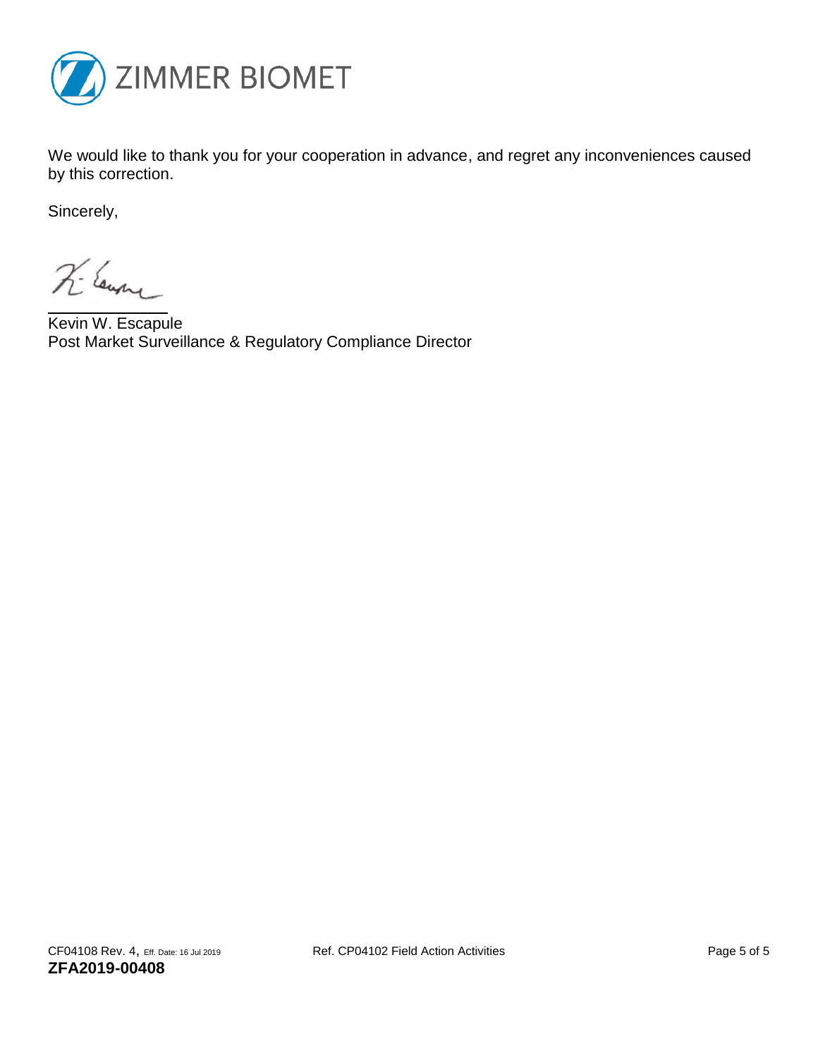We would like to thank you for your cooperation in advance, and regret any inconveniences caused by this correction.

Sincerely,

Kevin W. Escapule
Post Market Surveillance & Regulatory Compliance Director